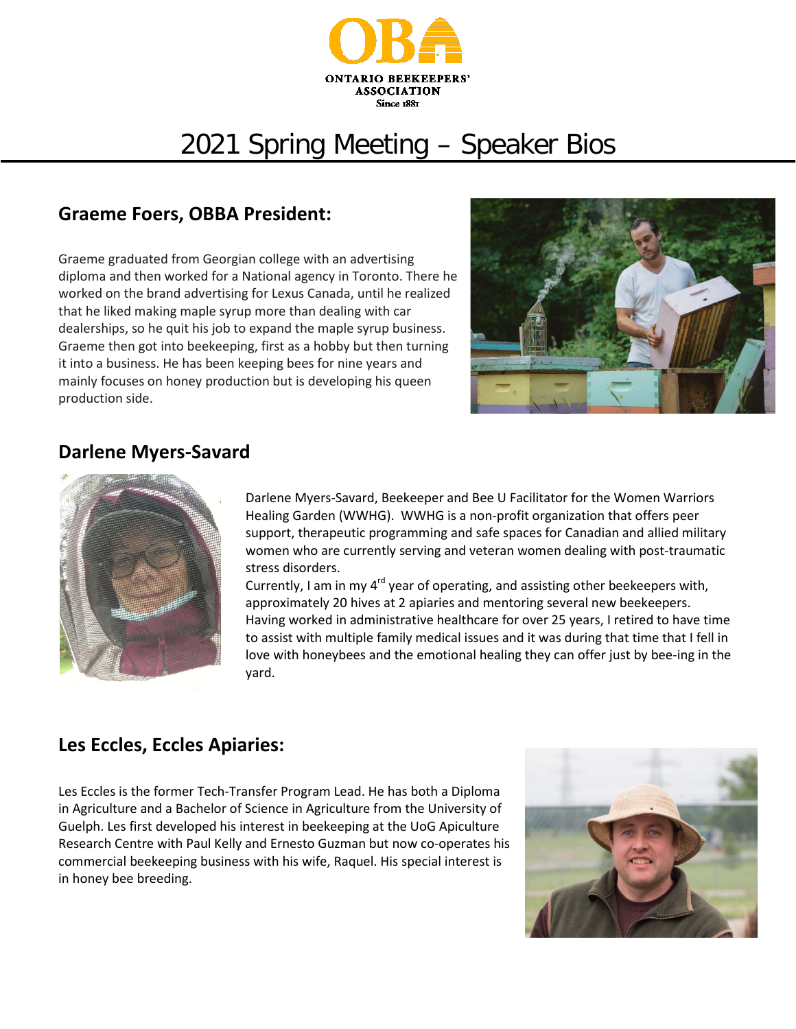# 2021 Spring Meeting – Speaker Bios

## Graeme Foers, OBBA President:

Graeme graduated from Georgian college with an advertising diploma and then worked for a National agency in Toronto. There he worked on the brand advertising for Lexus Canada, until he realized that he liked making maple syrup more than dealing with car dealerships, so he quit his job to expand the maple syrup business. Graeme then got into beekeeping, first as a hobby but then turning it into a business. He has been keeping bees for nine years and mainly focuses on honey production but is developing his queen production side.

## Darlene Myers-Savard

Darlene Myers-Savard, Beekeeper and Bee U Facilitator for the Women Warriors Healing Garden (WWHG). WWHG is a non-profit organization that offers peer support, therapeutic programming and safe spaces for Canadian and allied military women who are currently serving and veteran women dealing with post-traumatic stress disorders.

Currently, I am in my 4rd year of operating, and assisting other beekeepers with, approximately 20 hives at 2 apiaries and mentoring several new beekeepers. Having worked in administrative healthcare for over 25 years, I retired to have time to assist with multiple family medical issues and it was during that time that I fell in love with honeybees and the emotional healing they can offer just by bee-ing in the yard.

## Les Eccles, Eccles Apiaries:

Les Eccles is the former Tech-Transfer Program Lead. He has both a Diploma in Agriculture and a Bachelor of Science in Agriculture from the University of Guelph. Les first developed his interest in beekeeping at the UoG Apiculture Research Centre with Paul Kelly and Ernesto Guzman but now co-operates his commercial beekeeping business with his wife, Raquel. His special interest is in honey bee breeding.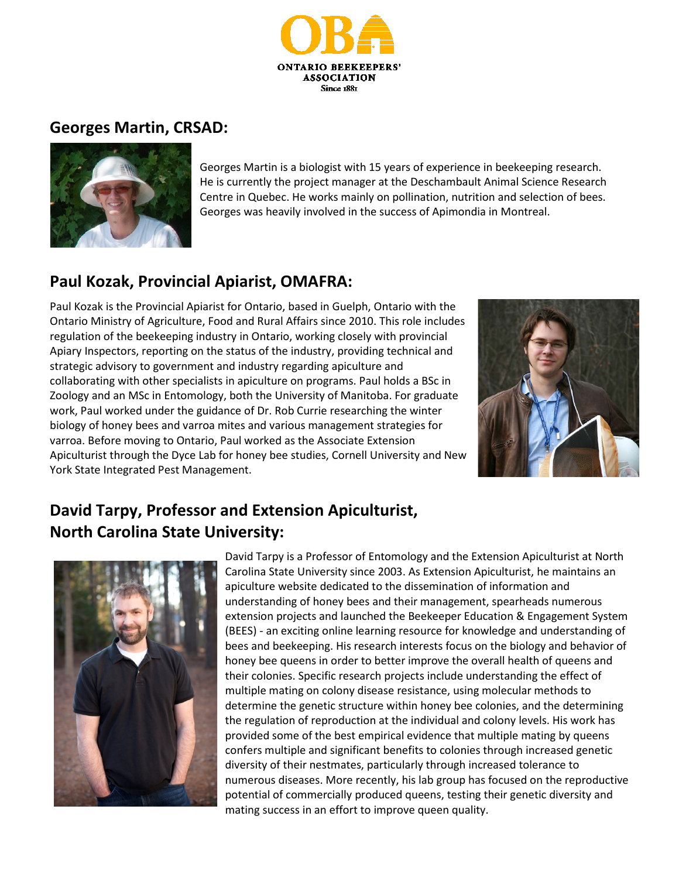## Georges Martin, CRSAD:

Georges Martin is a biologist with 15 years of experience in beekeeping research. He is currently the project manager at the Deschambault Animal Science Research Centre in Quebec. He works mainly on pollination, nutrition and selection of bees. Georges was heavily involved in the success of Apimondia in Montreal.

## Paul Kozak, Provincial Apiarist, OMAFRA:

Paul Kozak is the Provincial Apiarist for Ontario, based in Guelph, Ontario with the Ontario Ministry of Agriculture, Food and Rural Affairs since 2010. This role includes regulation of the beekeeping industry in Ontario, working closely with provincial Apiary Inspectors, reporting on the status of the industry, providing technical and strategic advisory to government and industry regarding apiculture and collaborating with other specialists in apiculture on programs. Paul holds a BSc in Zoology and an MSc in Entomology, both the University of Manitoba. For graduate work, Paul worked under the guidance of Dr. Rob Currie researching the winter biology of honey bees and varroa mites and various management strategies for varroa. Before moving to Ontario, Paul worked as the Associate Extension Apiculturist through the Dyce Lab for honey bee studies, Cornell University and New York State Integrated Pest Management.

## David Tarpy, Professor and Extension Apiculturist, North Carolina State University:

David Tarpy is a Professor of Entomology and the Extension Apiculturist at North Carolina State University since 2003. As Extension Apiculturist, he maintains an apiculture website dedicated to the dissemination of information and understanding of honey bees and their management, spearheads numerous extension projects and launched the Beekeeper Education & Engagement System (BEES) - an exciting online learning resource for knowledge and understanding of bees and beekeeping. His research interests focus on the biology and behavior of honey bee queens in order to better improve the overall health of queens and their colonies. Specific research projects include understanding the effect of multiple mating on colony disease resistance, using molecular methods to determine the genetic structure within honey bee colonies, and the determining the regulation of reproduction at the individual and colony levels. His work has provided some of the best empirical evidence that multiple mating by queens confers multiple and significant benefits to colonies through increased genetic diversity of their nestmates, particularly through increased tolerance to numerous diseases. More recently, his lab group has focused on the reproductive potential of commercially produced queens, testing their genetic diversity and mating success in an effort to improve queen quality.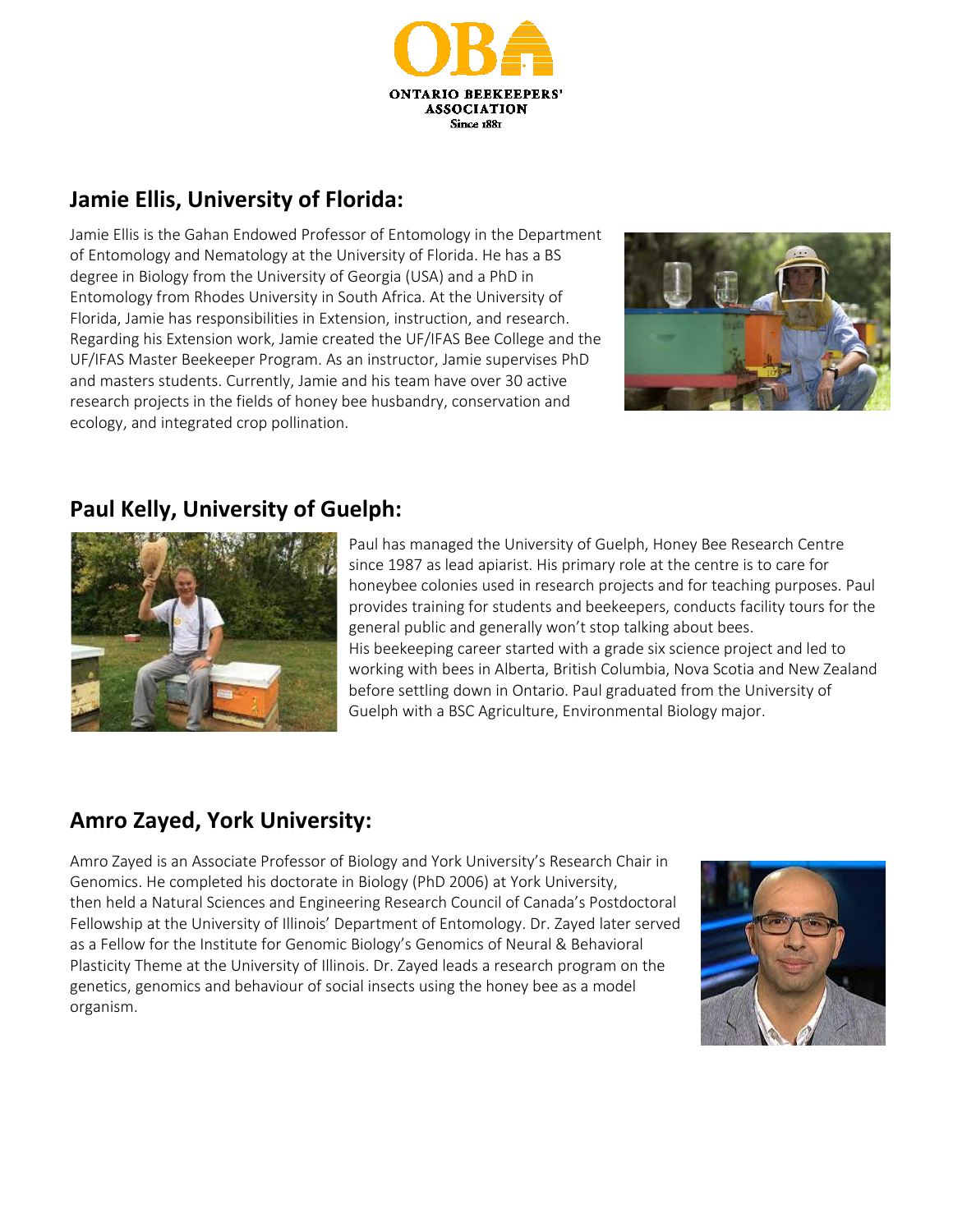ONTARIO BEEKEEPERS' ASSOCIATION
Since 1881

## Jamie Ellis, University of Florida:

Jamie Ellis is the Gahan Endowed Professor of Entomology in the Department of Entomology and Nematology at the University of Florida. He has a BS degree in Biology from the University of Georgia (USA) and a PhD in Entomology from Rhodes University in South Africa. At the University of Florida, Jamie has responsibilities in Extension, instruction, and research. Regarding his Extension work, Jamie created the UF/IFAS Bee College and the UF/IFAS Master Beekeeper Program. As an instructor, Jamie supervises PhD and masters students. Currently, Jamie and his team have over 30 active research projects in the fields of honey bee husbandry, conservation and ecology, and integrated crop pollination.

## Paul Kelly, University of Guelph:

Paul has managed the University of Guelph, Honey Bee Research Centre since 1987 as lead apiarist. His primary role at the centre is to care for honeybee colonies used in research projects and for teaching purposes. Paul provides training for students and beekeepers, conducts facility tours for the general public and generally won't stop talking about bees.

His beekeeping career started with a grade six science project and led to working with bees in Alberta, British Columbia, Nova Scotia and New Zealand before settling down in Ontario. Paul graduated from the University of Guelph with a BSC Agriculture, Environmental Biology major.

## Amro Zayed, York University:

Amro Zayed is an Associate Professor of Biology and York University's Research Chair in Genomics. He completed his doctorate in Biology (PhD 2006) at York University, then held a Natural Sciences and Engineering Research Council of Canada's Postdoctoral Fellowship at the University of Illinois' Department of Entomology. Dr. Zayed later served as a Fellow for the Institute for Genomic Biology's Genomics of Neural & Behavioral Plasticity Theme at the University of Illinois. Dr. Zayed leads a research program on the genetics, genomics and behaviour of social insects using the honey bee as a model organism.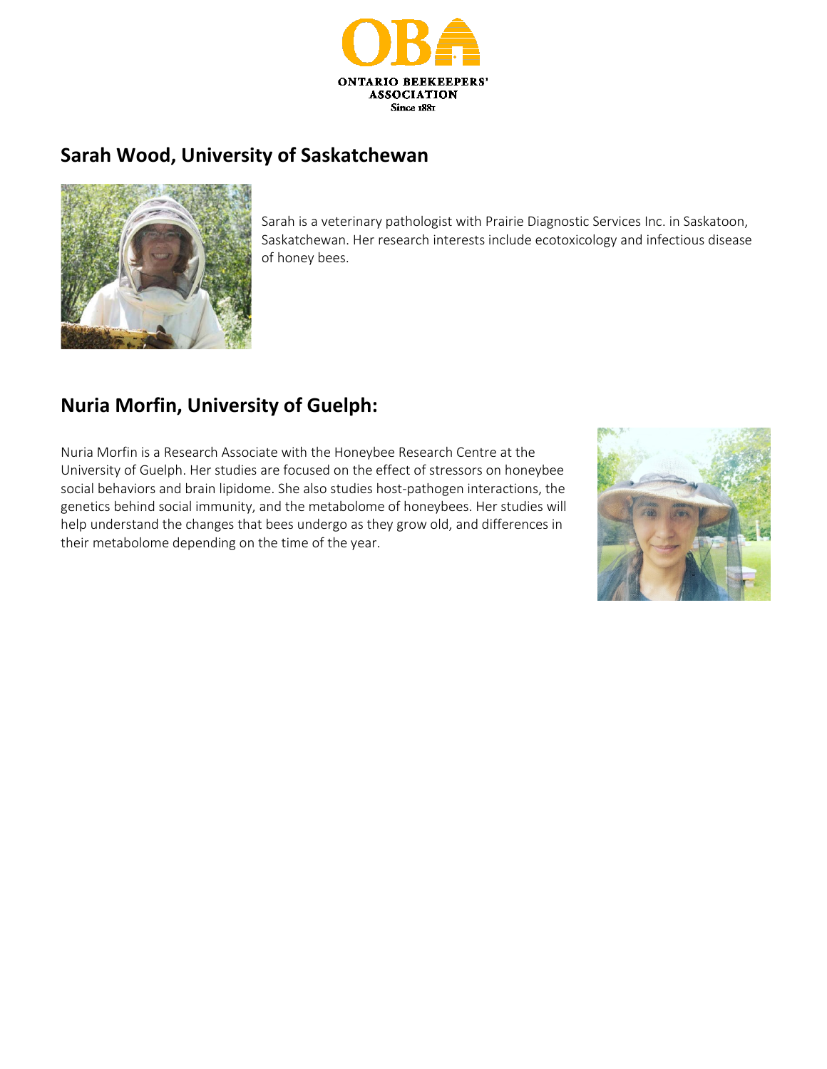## Sarah Wood, University of Saskatchewan

Sarah is a veterinary pathologist with Prairie Diagnostic Services Inc. in Saskatoon, Saskatchewan. Her research interests include ecotoxicology and infectious disease of honey bees.

## Nuria Morfin, University of Guelph:

Nuria Morfin is a Research Associate with the Honeybee Research Centre at the University of Guelph. Her studies are focused on the effect of stressors on honeybee social behaviors and brain lipidome. She also studies host-pathogen interactions, the genetics behind social immunity, and the metabolome of honeybees. Her studies will help understand the changes that bees undergo as they grow old, and differences in their metabolome depending on the time of the year.